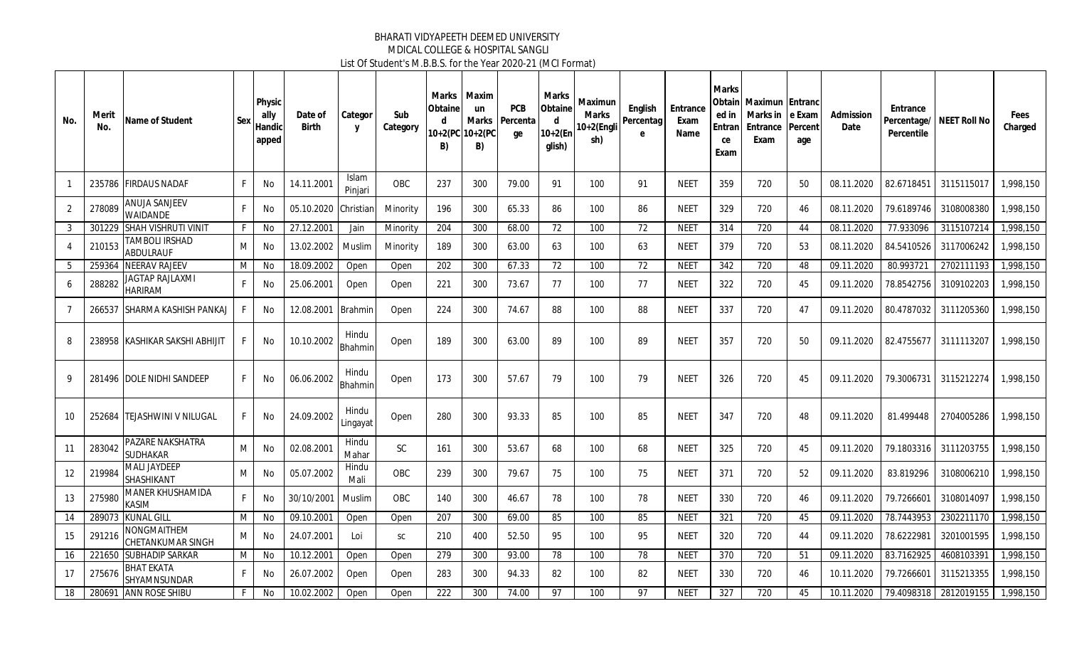BHARATI VIDYAPEETH DEEMED UNIVERSITY
MDICAL COLLEGE & HOSPITAL SANGLI
List Of Student's M.B.B.S. for the Year 2020-21 (MCI Format)

| No. | Merit No. | Name of Student | Sex | Physically Handicapped | Date of Birth | Category | Sub Category | Marks Obtained 10+2(PCB) | Maximun Marks 10+2(PCB) | PCB Percentage | Marks Obtained 10+2(English) | Maximun Marks 10+2(English) | English Percentage | Entrance Exam Name | Marks Obtained in Entrance Exam | Maximun Marks in Entrance Exam | Entrance Exam Percentage | Admission Date | Entrance Percentage/ Percentile | NEET Roll No | Fees Charged |
|---|---|---|---|---|---|---|---|---|---|---|---|---|---|---|---|---|---|---|---|---|---|
| 1 | 235786 | FIRDAUS NADAF | F | No | 14.11.2001 | Islam Pinjari | OBC | 237 | 300 | 79.00 | 91 | 100 | 91 | NEET | 359 | 720 | 50 | 08.11.2020 | 82.6718451 | 3115115017 | 1,998,150 |
| 2 | 278089 | ANUJA SANJEEV WAIDANDE | F | No | 05.10.2020 | Christian | Minority | 196 | 300 | 65.33 | 86 | 100 | 86 | NEET | 329 | 720 | 46 | 08.11.2020 | 79.6189746 | 3108008380 | 1,998,150 |
| 3 | 301229 | SHAH VISHRUTI VINIT | F | No | 27.12.2001 | Jain | Minority | 204 | 300 | 68.00 | 72 | 100 | 72 | NEET | 314 | 720 | 44 | 08.11.2020 | 77.933096 | 3115107214 | 1,998,150 |
| 4 | 210153 | TAMBOLI IRSHAD ABDULRAUF | M | No | 13.02.2002 | Muslim | Minority | 189 | 300 | 63.00 | 63 | 100 | 63 | NEET | 379 | 720 | 53 | 08.11.2020 | 84.5410526 | 3117006242 | 1,998,150 |
| 5 | 259364 | NEERAV RAJEEV | M | No | 18.09.2002 | Open | Open | 202 | 300 | 67.33 | 72 | 100 | 72 | NEET | 342 | 720 | 48 | 09.11.2020 | 80.993721 | 2702111193 | 1,998,150 |
| 6 | 288282 | JAGTAP RAJLAXMI HARIRAM | F | No | 25.06.2001 | Open | Open | 221 | 300 | 73.67 | 77 | 100 | 77 | NEET | 322 | 720 | 45 | 09.11.2020 | 78.8542756 | 3109102203 | 1,998,150 |
| 7 | 266537 | SHARMA KASHISH PANKAJ | F | No | 12.08.2001 | Brahmin | Open | 224 | 300 | 74.67 | 88 | 100 | 88 | NEET | 337 | 720 | 47 | 09.11.2020 | 80.4787032 | 3111205360 | 1,998,150 |
| 8 | 238958 | KASHIKAR SAKSHI ABHIJIT | F | No | 10.10.2002 | Hindu Bhahmin | Open | 189 | 300 | 63.00 | 89 | 100 | 89 | NEET | 357 | 720 | 50 | 09.11.2020 | 82.4755677 | 3111113207 | 1,998,150 |
| 9 | 281496 | DOLE NIDHI SANDEEP | F | No | 06.06.2002 | Hindu Bhahmin | Open | 173 | 300 | 57.67 | 79 | 100 | 79 | NEET | 326 | 720 | 45 | 09.11.2020 | 79.3006731 | 3115212274 | 1,998,150 |
| 10 | 252684 | TEJASHWINI V NILUGAL | F | No | 24.09.2002 | Hindu Lingayat | Open | 280 | 300 | 93.33 | 85 | 100 | 85 | NEET | 347 | 720 | 48 | 09.11.2020 | 81.499448 | 2704005286 | 1,998,150 |
| 11 | 283042 | PAZARE NAKSHATRA SUDHAKAR | M | No | 02.08.2001 | Hindu Mahar | SC | 161 | 300 | 53.67 | 68 | 100 | 68 | NEET | 325 | 720 | 45 | 09.11.2020 | 79.1803316 | 3111203755 | 1,998,150 |
| 12 | 219984 | MALI JAYDEEP SHASHIKANT | M | No | 05.07.2002 | Hindu Mali | OBC | 239 | 300 | 79.67 | 75 | 100 | 75 | NEET | 371 | 720 | 52 | 09.11.2020 | 83.819296 | 3108006210 | 1,998,150 |
| 13 | 275980 | MANER KHUSHAMIDA KASIM | F | No | 30/10/2001 | Muslim | OBC | 140 | 300 | 46.67 | 78 | 100 | 78 | NEET | 330 | 720 | 46 | 09.11.2020 | 79.7266601 | 3108014097 | 1,998,150 |
| 14 | 289073 | KUNAL GILL | M | No | 09.10.2001 | Open | Open | 207 | 300 | 69.00 | 85 | 100 | 85 | NEET | 321 | 720 | 45 | 09.11.2020 | 78.7443953 | 2302211170 | 1,998,150 |
| 15 | 291216 | NONGMAITHEM CHETANKUMAR SINGH | M | No | 24.07.2001 | Loi | SC | 210 | 400 | 52.50 | 95 | 100 | 95 | NEET | 320 | 720 | 44 | 09.11.2020 | 78.6222981 | 3201001595 | 1,998,150 |
| 16 | 221650 | SUBHADIP SARKAR | M | No | 10.12.2001 | Open | Open | 279 | 300 | 93.00 | 78 | 100 | 78 | NEET | 370 | 720 | 51 | 09.11.2020 | 83.7162925 | 4608103391 | 1,998,150 |
| 17 | 275676 | BHAT EKATA SHYAMNSUNDAR | F | No | 26.07.2002 | Open | Open | 283 | 300 | 94.33 | 82 | 100 | 82 | NEET | 330 | 720 | 46 | 10.11.2020 | 79.7266601 | 3115213355 | 1,998,150 |
| 18 | 280691 | ANN ROSE SHIBU | F | No | 10.02.2002 | Open | Open | 222 | 300 | 74.00 | 97 | 100 | 97 | NEET | 327 | 720 | 45 | 10.11.2020 | 79.4098318 | 2812019155 | 1,998,150 |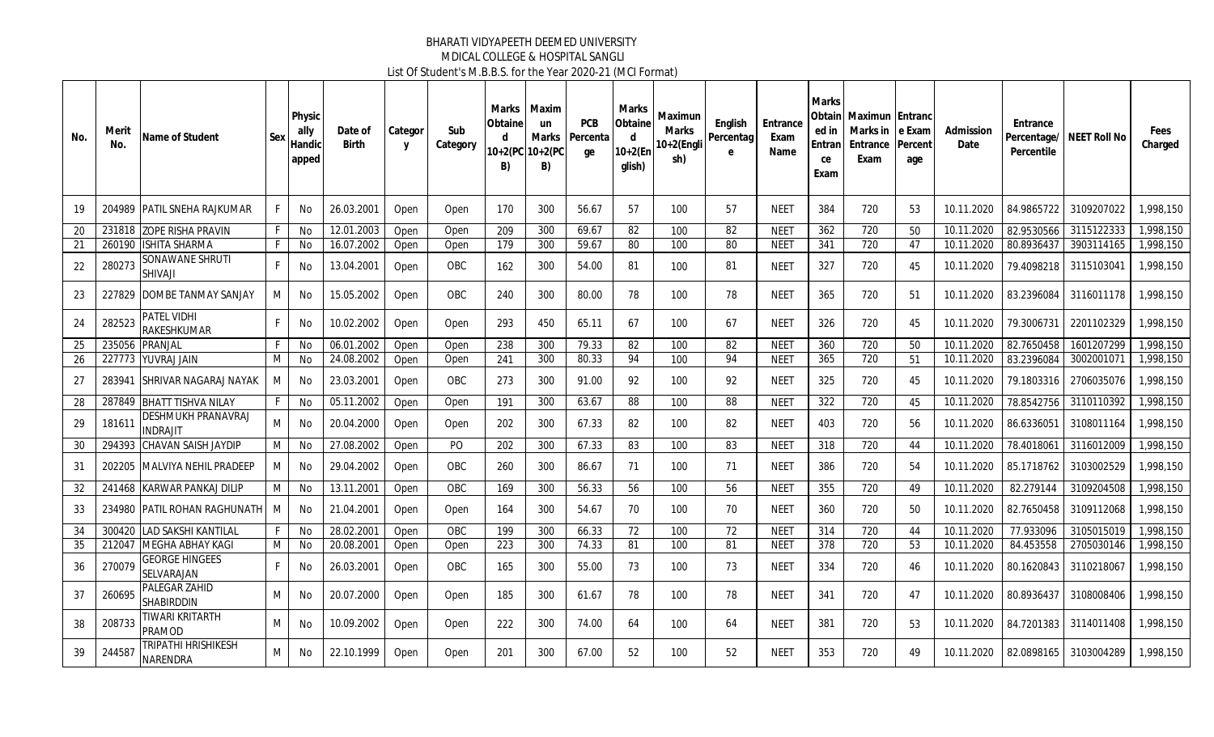BHARATI VIDYAPEETH DEEMED UNIVERSITY
MDICAL COLLEGE & HOSPITAL SANGLI
List Of Student's M.B.B.S. for the Year 2020-21 (MCI Format)

| No. | Merit No. | Name of Student | Sex | Physically Handicapped | Date of Birth | Category | Sub Category | Marks Obtained 10+2(PCB) | Maximun Marks 10+2(PCB) | PCB Percentage | Marks Obtained 10+2(English) | Maximun Marks 10+2(English) | English Percentage | Entrance Exam Name | Marks Obtained in Entrance Exam | Maximun Marks in Entrance Exam | Entrance Exam Percentage | Admission Date | Entrance Percentage/ Percentile | NEET Roll No | Fees Charged |
|---|---|---|---|---|---|---|---|---|---|---|---|---|---|---|---|---|---|---|---|---|---|
| 19 | 204989 | PATIL SNEHA RAJKUMAR | F | No | 26.03.2001 | Open | Open | 170 | 300 | 56.67 | 57 | 100 | 57 | NEET | 384 | 720 | 53 | 10.11.2020 | 84.9865722 | 3109207022 | 1,998,150 |
| 20 | 231818 | ZOPE RISHA PRAVIN | F | No | 12.01.2003 | Open | Open | 209 | 300 | 69.67 | 82 | 100 | 82 | NEET | 362 | 720 | 50 | 10.11.2020 | 82.9530566 | 3115122333 | 1,998,150 |
| 21 | 260190 | ISHITA SHARMA | F | No | 16.07.2002 | Open | Open | 179 | 300 | 59.67 | 80 | 100 | 80 | NEET | 341 | 720 | 47 | 10.11.2020 | 80.8936437 | 3903114165 | 1,998,150 |
| 22 | 280273 | SONAWANE SHRUTI SHIVAJI | F | No | 13.04.2001 | Open | OBC | 162 | 300 | 54.00 | 81 | 100 | 81 | NEET | 327 | 720 | 45 | 10.11.2020 | 79.4098218 | 3115103041 | 1,998,150 |
| 23 | 227829 | DOMBE TANMAY SANJAY | M | No | 15.05.2002 | Open | OBC | 240 | 300 | 80.00 | 78 | 100 | 78 | NEET | 365 | 720 | 51 | 10.11.2020 | 83.2396084 | 3116011178 | 1,998,150 |
| 24 | 282523 | PATEL VIDHI RAKESHKUMAR | F | No | 10.02.2002 | Open | Open | 293 | 450 | 65.11 | 67 | 100 | 67 | NEET | 326 | 720 | 45 | 10.11.2020 | 79.3006731 | 2201102329 | 1,998,150 |
| 25 | 235056 | PRANJAL | F | No | 06.01.2002 | Open | Open | 238 | 300 | 79.33 | 82 | 100 | 82 | NEET | 360 | 720 | 50 | 10.11.2020 | 82.7650458 | 1601207299 | 1,998,150 |
| 26 | 227773 | YUVRAJ JAIN | M | No | 24.08.2002 | Open | Open | 241 | 300 | 80.33 | 94 | 100 | 94 | NEET | 365 | 720 | 51 | 10.11.2020 | 83.2396084 | 3002001071 | 1,998,150 |
| 27 | 283941 | SHRIVAR NAGARAJ NAYAK | M | No | 23.03.2001 | Open | OBC | 273 | 300 | 91.00 | 92 | 100 | 92 | NEET | 325 | 720 | 45 | 10.11.2020 | 79.1803316 | 2706035076 | 1,998,150 |
| 28 | 287849 | BHATT TISHVA NILAY | F | No | 05.11.2002 | Open | Open | 191 | 300 | 63.67 | 88 | 100 | 88 | NEET | 322 | 720 | 45 | 10.11.2020 | 78.8542756 | 3110110392 | 1,998,150 |
| 29 | 181611 | DESHMUKH PRANAVRAJ INDRAJIT | M | No | 20.04.2000 | Open | Open | 202 | 300 | 67.33 | 82 | 100 | 82 | NEET | 403 | 720 | 56 | 10.11.2020 | 86.6336051 | 3108011164 | 1,998,150 |
| 30 | 294393 | CHAVAN SAISH JAYDIP | M | No | 27.08.2002 | Open | PO | 202 | 300 | 67.33 | 83 | 100 | 83 | NEET | 318 | 720 | 44 | 10.11.2020 | 78.4018061 | 3116012009 | 1,998,150 |
| 31 | 202205 | MALVIYA NEHIL PRADEEP | M | No | 29.04.2002 | Open | OBC | 260 | 300 | 86.67 | 71 | 100 | 71 | NEET | 386 | 720 | 54 | 10.11.2020 | 85.1718762 | 3103002529 | 1,998,150 |
| 32 | 241468 | KARWAR PANKAJ DILIP | M | No | 13.11.2001 | Open | OBC | 169 | 300 | 56.33 | 56 | 100 | 56 | NEET | 355 | 720 | 49 | 10.11.2020 | 82.279144 | 3109204508 | 1,998,150 |
| 33 | 234980 | PATIL ROHAN RAGHUNATH | M | No | 21.04.2001 | Open | Open | 164 | 300 | 54.67 | 70 | 100 | 70 | NEET | 360 | 720 | 50 | 10.11.2020 | 82.7650458 | 3109112068 | 1,998,150 |
| 34 | 300420 | LAD SAKSHI KANTILAL | F | No | 28.02.2001 | Open | OBC | 199 | 300 | 66.33 | 72 | 100 | 72 | NEET | 314 | 720 | 44 | 10.11.2020 | 77.933096 | 3105015019 | 1,998,150 |
| 35 | 212047 | MEGHA ABHAY KAGI | M | No | 20.08.2001 | Open | Open | 223 | 300 | 74.33 | 81 | 100 | 81 | NEET | 378 | 720 | 53 | 10.11.2020 | 84.453558 | 2705030146 | 1,998,150 |
| 36 | 270079 | GEORGE HINGEES SELVARAJAN | F | No | 26.03.2001 | Open | OBC | 165 | 300 | 55.00 | 73 | 100 | 73 | NEET | 334 | 720 | 46 | 10.11.2020 | 80.1620843 | 3110218067 | 1,998,150 |
| 37 | 260695 | PALEGAR ZAHID SHABIRDDIN | M | No | 20.07.2000 | Open | Open | 185 | 300 | 61.67 | 78 | 100 | 78 | NEET | 341 | 720 | 47 | 10.11.2020 | 80.8936437 | 3108008406 | 1,998,150 |
| 38 | 208733 | TIWARI KRITARTH PRAMOD | M | No | 10.09.2002 | Open | Open | 222 | 300 | 74.00 | 64 | 100 | 64 | NEET | 381 | 720 | 53 | 10.11.2020 | 84.7201383 | 3114011408 | 1,998,150 |
| 39 | 244587 | TRIPATHI HRISHIKESH NARENDRA | M | No | 22.10.1999 | Open | Open | 201 | 300 | 67.00 | 52 | 100 | 52 | NEET | 353 | 720 | 49 | 10.11.2020 | 82.0898165 | 3103004289 | 1,998,150 |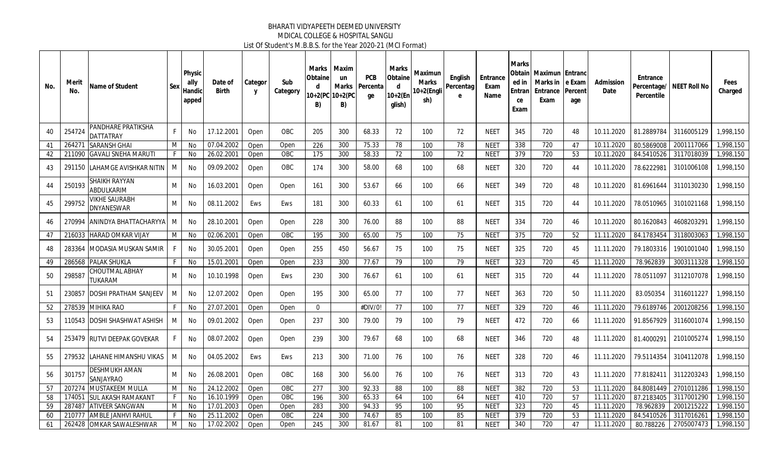BHARATI VIDYAPEETH DEEMED UNIVERSITY
MDICAL COLLEGE & HOSPITAL SANGLI
List Of Student's M.B.B.S. for the Year 2020-21 (MCI Format)

| No. | Merit No. | Name of Student | Sex | Physically Handicapped | Date of Birth | Category | Sub Category | Marks Obtained 10+2(PCB) | Maximun Marks 10+2(PCB) | PCB Percentage | Marks Obtained 10+2(English) | Maximun Marks 10+2(English) | English Percentage | Entrance Exam Name | Marks Obtained in Entrance Exam | Maximun Marks in Entrance Exam | Entrance Exam Percentage | Admission Date | Entrance Percentage/ Percentile | NEET Roll No | Fees Charged |
|---|---|---|---|---|---|---|---|---|---|---|---|---|---|---|---|---|---|---|---|---|---|
| 40 | 254724 | PANDHARE PRATIKSHA DATTATRAY | F | No | 17.12.2001 | Open | OBC | 205 | 300 | 68.33 | 72 | 100 | 72 | NEET | 345 | 720 | 48 | 10.11.2020 | 81.2889784 | 3116005129 | 1,998,150 |
| 41 | 264271 | SARANSH GHAI | M | No | 07.04.2002 | Open | Open | 226 | 300 | 75.33 | 78 | 100 | 78 | NEET | 338 | 720 | 47 | 10.11.2020 | 80.5869008 | 2001117066 | 1,998,150 |
| 42 | 211090 | GAVALI SNEHA MARUTI | F | No | 26.02.2001 | Open | OBC | 175 | 300 | 58.33 | 72 | 100 | 72 | NEET | 379 | 720 | 53 | 10.11.2020 | 84.5410526 | 3117018039 | 1,998,150 |
| 43 | 291150 | LAHAMGE AVISHKAR NITIN | M | No | 09.09.2002 | Open | OBC | 174 | 300 | 58.00 | 68 | 100 | 68 | NEET | 320 | 720 | 44 | 10.11.2020 | 78.6222981 | 3101006108 | 1,998,150 |
| 44 | 250193 | SHAIKH RAYYAN ABDULKARIM | M | No | 16.03.2001 | Open | Open | 161 | 300 | 53.67 | 66 | 100 | 66 | NEET | 349 | 720 | 48 | 10.11.2020 | 81.6961644 | 3110130230 | 1,998,150 |
| 45 | 299752 | VIKHE SAURABH DNYANESWAR | M | No | 08.11.2002 | Ews | Ews | 181 | 300 | 60.33 | 61 | 100 | 61 | NEET | 315 | 720 | 44 | 10.11.2020 | 78.0510965 | 3101021168 | 1,998,150 |
| 46 | 270994 | ANINDYA BHATTACHARYYA | M | No | 28.10.2001 | Open | Open | 228 | 300 | 76.00 | 88 | 100 | 88 | NEET | 334 | 720 | 46 | 10.11.2020 | 80.1620843 | 4608203291 | 1,998,150 |
| 47 | 216033 | HARAD OMKAR VIJAY | M | No | 02.06.2001 | Open | OBC | 195 | 300 | 65.00 | 75 | 100 | 75 | NEET | 375 | 720 | 52 | 11.11.2020 | 84.1783454 | 3118003063 | 1,998,150 |
| 48 | 283364 | MODASIA MUSKAN SAMIR | F | No | 30.05.2001 | Open | Open | 255 | 450 | 56.67 | 75 | 100 | 75 | NEET | 325 | 720 | 45 | 11.11.2020 | 79.1803316 | 1901001040 | 1,998,150 |
| 49 | 286568 | PALAK SHUKLA | F | No | 15.01.2001 | Open | Open | 233 | 300 | 77.67 | 79 | 100 | 79 | NEET | 323 | 720 | 45 | 11.11.2020 | 78.962839 | 3003111328 | 1,998,150 |
| 50 | 298587 | CHOUTMAL ABHAY TUKARAM | M | No | 10.10.1998 | Open | Ews | 230 | 300 | 76.67 | 61 | 100 | 61 | NEET | 315 | 720 | 44 | 11.11.2020 | 78.0511097 | 3112107078 | 1,998,150 |
| 51 | 230857 | DOSHI PRATHAM SANJEEV | M | No | 12.07.2002 | Open | Open | 195 | 300 | 65.00 | 77 | 100 | 77 | NEET | 363 | 720 | 50 | 11.11.2020 | 83.050354 | 3116011227 | 1,998,150 |
| 52 | 278539 | MIHIKA RAO | F | No | 27.07.2001 | Open | Open | 0 | | #DIV/0! | 77 | 100 | 77 | NEET | 329 | 720 | 46 | 11.11.2020 | 79.6189746 | 2001208256 | 1,998,150 |
| 53 | 110543 | DOSHI SHASHWAT ASHISH | M | No | 09.01.2002 | Open | Open | 237 | 300 | 79.00 | 79 | 100 | 79 | NEET | 472 | 720 | 66 | 11.11.2020 | 91.8567929 | 3116001074 | 1,998,150 |
| 54 | 253479 | RUTVI DEEPAK GOVEKAR | F | No | 08.07.2002 | Open | Open | 239 | 300 | 79.67 | 68 | 100 | 68 | NEET | 346 | 720 | 48 | 11.11.2020 | 81.4000291 | 2101005274 | 1,998,150 |
| 55 | 279532 | LAHANE HIMANSHU VIKAS | M | No | 04.05.2002 | Ews | Ews | 213 | 300 | 71.00 | 76 | 100 | 76 | NEET | 328 | 720 | 46 | 11.11.2020 | 79.5114354 | 3104112078 | 1,998,150 |
| 56 | 301757 | DESHMUKH AMAN SANJAYRAO | M | No | 26.08.2001 | Open | OBC | 168 | 300 | 56.00 | 76 | 100 | 76 | NEET | 313 | 720 | 43 | 11.11.2020 | 77.8182411 | 3112203243 | 1,998,150 |
| 57 | 207274 | MUSTAKEEM MULLA | M | No | 24.12.2002 | Open | OBC | 277 | 300 | 92.33 | 88 | 100 | 88 | NEET | 382 | 720 | 53 | 11.11.2020 | 84.8081449 | 2701011286 | 1,998,150 |
| 58 | 174051 | SUL AKASH RAMAKANT | F | No | 16.10.1999 | Open | OBC | 196 | 300 | 65.33 | 64 | 100 | 64 | NEET | 410 | 720 | 57 | 11.11.2020 | 87.2183405 | 3117001290 | 1,998,150 |
| 59 | 287487 | ATIVEER SANGWAN | M | No | 17.01.2003 | Open | Open | 283 | 300 | 94.33 | 95 | 100 | 95 | NEET | 323 | 720 | 45 | 11.11.2020 | 78.962839 | 2001215222 | 1,998,150 |
| 60 | 210777 | AMBLE JANHVI RAHUL | F | No | 25.11.2002 | Open | OBC | 224 | 300 | 74.67 | 85 | 100 | 85 | NEET | 379 | 720 | 53 | 11.11.2020 | 84.5410526 | 3117016261 | 1,998,150 |
| 61 | 262428 | OMKAR SAWALESHWAR | M | No | 17.02.2002 | Open | Open | 245 | 300 | 81.67 | 81 | 100 | 81 | NEET | 340 | 720 | 47 | 11.11.2020 | 80.788226 | 2705007473 | 1,998,150 |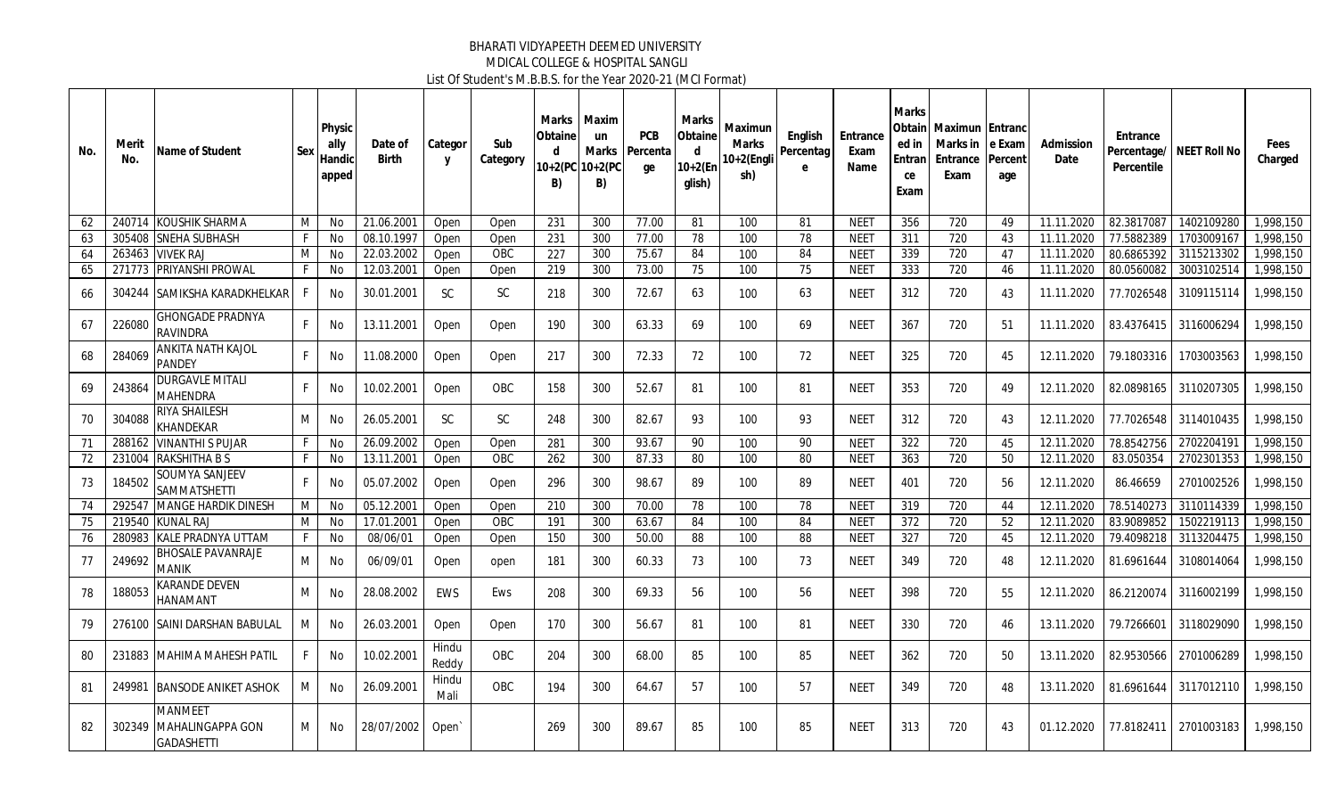BHARATI VIDYAPEETH DEEMED UNIVERSITY
MDICAL COLLEGE & HOSPITAL SANGLI
List Of Student's M.B.B.S. for the Year 2020-21 (MCI Format)

| No. | Merit No. | Name of Student | Sex | Physically Handicapped | Date of Birth | Category | Sub Category | Marks Obtained 10+2(PCB) | Maximum Marks 10+2(PCB) | PCB Percentage | Marks Obtained 10+2(English) | Maximun Marks 10+2(English) | English Percentage | Entrance Exam Name | Marks Obtained in Entrance Exam | Maximun Marks in Entrance Exam | Entrance Exam Percentage | Admission Date | Entrance Percentage/ Percentile | NEET Roll No | Fees Charged |
|---|---|---|---|---|---|---|---|---|---|---|---|---|---|---|---|---|---|---|---|---|---|
| 62 | 240714 | KOUSHIK SHARMA | M | No | 21.06.2001 | Open | Open | 231 | 300 | 77.00 | 81 | 100 | 81 | NEET | 356 | 720 | 49 | 11.11.2020 | 82.3817087 | 1402109280 | 1,998,150 |
| 63 | 305408 | SNEHA SUBHASH | F | No | 08.10.1997 | Open | Open | 231 | 300 | 77.00 | 78 | 100 | 78 | NEET | 311 | 720 | 43 | 11.11.2020 | 77.5882389 | 1703009167 | 1,998,150 |
| 64 | 263463 | VIVEK RAJ | M | No | 22.03.2002 | Open | OBC | 227 | 300 | 75.67 | 84 | 100 | 84 | NEET | 339 | 720 | 47 | 11.11.2020 | 80.6865392 | 3115213302 | 1,998,150 |
| 65 | 271773 | PRIYANSHI PROWAL | F | No | 12.03.2001 | Open | Open | 219 | 300 | 73.00 | 75 | 100 | 75 | NEET | 333 | 720 | 46 | 11.11.2020 | 80.0560082 | 3003102514 | 1,998,150 |
| 66 | 304244 | SAMIKSHA KARADKHELKAR | F | No | 30.01.2001 | SC | SC | 218 | 300 | 72.67 | 63 | 100 | 63 | NEET | 312 | 720 | 43 | 11.11.2020 | 77.7026548 | 3109115114 | 1,998,150 |
| 67 | 226080 | GHONGADE PRADNYA RAVINDRA | F | No | 13.11.2001 | Open | Open | 190 | 300 | 63.33 | 69 | 100 | 69 | NEET | 367 | 720 | 51 | 11.11.2020 | 83.4376415 | 3116006294 | 1,998,150 |
| 68 | 284069 | ANKITA NATH KAJOL PANDEY | F | No | 11.08.2000 | Open | Open | 217 | 300 | 72.33 | 72 | 100 | 72 | NEET | 325 | 720 | 45 | 12.11.2020 | 79.1803316 | 1703003563 | 1,998,150 |
| 69 | 243864 | DURGAVLE MITALI MAHENDRA | F | No | 10.02.2001 | Open | OBC | 158 | 300 | 52.67 | 81 | 100 | 81 | NEET | 353 | 720 | 49 | 12.11.2020 | 82.0898165 | 3110207305 | 1,998,150 |
| 70 | 304088 | RIYA SHAILESH KHANDEKAR | M | No | 26.05.2001 | SC | SC | 248 | 300 | 82.67 | 93 | 100 | 93 | NEET | 312 | 720 | 43 | 12.11.2020 | 77.7026548 | 3114010435 | 1,998,150 |
| 71 | 288162 | VINANTHI S PUJAR | F | No | 26.09.2002 | Open | Open | 281 | 300 | 93.67 | 90 | 100 | 90 | NEET | 322 | 720 | 45 | 12.11.2020 | 78.8542756 | 2702204191 | 1,998,150 |
| 72 | 231004 | RAKSHITHA B S | F | No | 13.11.2001 | Open | OBC | 262 | 300 | 87.33 | 80 | 100 | 80 | NEET | 363 | 720 | 50 | 12.11.2020 | 83.050354 | 2702301353 | 1,998,150 |
| 73 | 184502 | SOUMYA SANJEEV SAMMATSHETTI | F | No | 05.07.2002 | Open | Open | 296 | 300 | 98.67 | 89 | 100 | 89 | NEET | 401 | 720 | 56 | 12.11.2020 | 86.46659 | 2701002526 | 1,998,150 |
| 74 | 292547 | MANGE HARDIK DINESH | M | No | 05.12.2001 | Open | Open | 210 | 300 | 70.00 | 78 | 100 | 78 | NEET | 319 | 720 | 44 | 12.11.2020 | 78.5140273 | 3110114339 | 1,998,150 |
| 75 | 219540 | KUNAL RAJ | M | No | 17.01.2001 | Open | OBC | 191 | 300 | 63.67 | 84 | 100 | 84 | NEET | 372 | 720 | 52 | 12.11.2020 | 83.9089852 | 1502219113 | 1,998,150 |
| 76 | 280983 | KALE PRADNYA UTTAM | F | No | 08/06/01 | Open | Open | 150 | 300 | 50.00 | 88 | 100 | 88 | NEET | 327 | 720 | 45 | 12.11.2020 | 79.4098218 | 3113204475 | 1,998,150 |
| 77 | 249692 | BHOSALE PAVANRAJE MANIK | M | No | 06/09/01 | Open | open | 181 | 300 | 60.33 | 73 | 100 | 73 | NEET | 349 | 720 | 48 | 12.11.2020 | 81.6961644 | 3108014064 | 1,998,150 |
| 78 | 188053 | KARANDE DEVEN HANAMANT | M | No | 28.08.2002 | EWS | Ews | 208 | 300 | 69.33 | 56 | 100 | 56 | NEET | 398 | 720 | 55 | 12.11.2020 | 86.2120074 | 3116002199 | 1,998,150 |
| 79 | 276100 | SAINI DARSHAN BABULAL | M | No | 26.03.2001 | Open | Open | 170 | 300 | 56.67 | 81 | 100 | 81 | NEET | 330 | 720 | 46 | 13.11.2020 | 79.7266601 | 3118029090 | 1,998,150 |
| 80 | 231883 | MAHIMA MAHESH PATIL | F | No | 10.02.2001 | Hindu Reddy | OBC | 204 | 300 | 68.00 | 85 | 100 | 85 | NEET | 362 | 720 | 50 | 13.11.2020 | 82.9530566 | 2701006289 | 1,998,150 |
| 81 | 249981 | BANSODE ANIKET ASHOK | M | No | 26.09.2001 | Hindu Mali | OBC | 194 | 300 | 64.67 | 57 | 100 | 57 | NEET | 349 | 720 | 48 | 13.11.2020 | 81.6961644 | 3117012110 | 1,998,150 |
| 82 | 302349 | MANMEET MAHALINGAPPA GON GADASHETTI | M | No | 28/07/2002 | Open` | | 269 | 300 | 89.67 | 85 | 100 | 85 | NEET | 313 | 720 | 43 | 01.12.2020 | 77.8182411 | 2701003183 | 1,998,150 |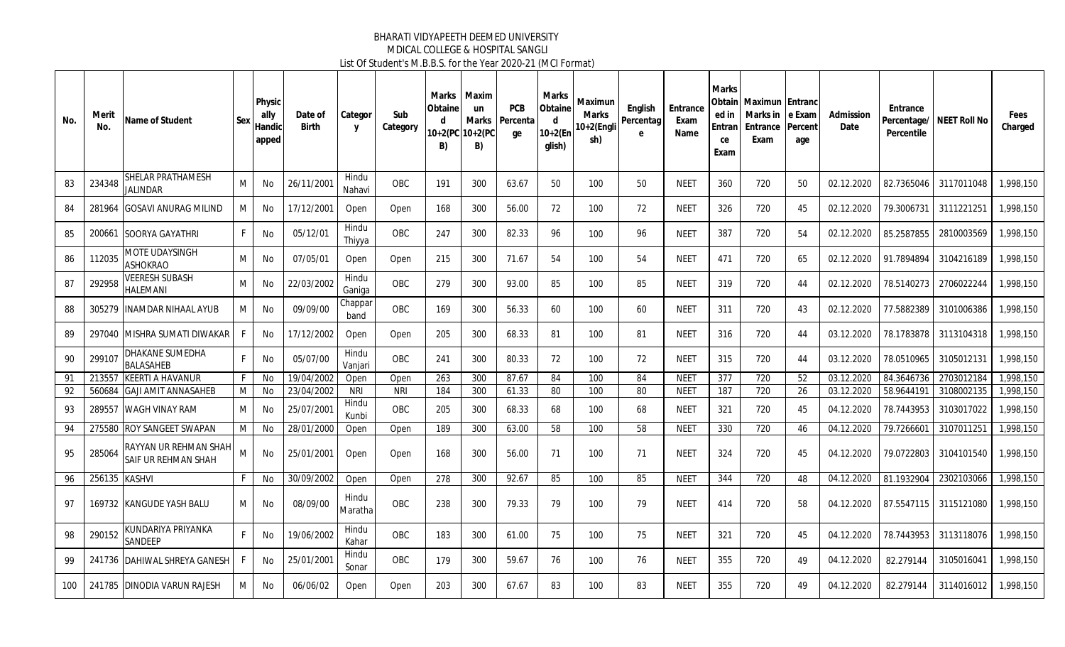BHARATI VIDYAPEETH DEEMED UNIVERSITY
MDICAL COLLEGE & HOSPITAL SANGLI
List Of Student's M.B.B.S. for the Year 2020-21 (MCI Format)

| No. | Merit No. | Name of Student | Sex | Physically Handicapped | Date of Birth | Category | Sub Category | Marks Obtained 10+2(PCB) | Maximun Marks 10+2(PCB) | PCB Percentage | Marks Obtained 10+2(English) | Maximun Marks 10+2(English) | English Percentage | Entrance Exam Name | Marks Obtained in Entrance Exam | Maximun Marks in Entrance Exam | Entrance Exam Percentage | Admission Date | Entrance Percentage/ Percentile | NEET Roll No | Fees Charged |
|---|---|---|---|---|---|---|---|---|---|---|---|---|---|---|---|---|---|---|---|---|---|
| 83 | 234348 | SHELAR PRATHAMESH JALINDAR | M | No | 26/11/2001 | Hindu Nahavi | OBC | 191 | 300 | 63.67 | 50 | 100 | 50 | NEET | 360 | 720 | 50 | 02.12.2020 | 82.7365046 | 3117011048 | 1,998,150 |
| 84 | 281964 | GOSAVI ANURAG MILIND | M | No | 17/12/2001 | Open | Open | 168 | 300 | 56.00 | 72 | 100 | 72 | NEET | 326 | 720 | 45 | 02.12.2020 | 79.3006731 | 3111221251 | 1,998,150 |
| 85 | 200661 | SOORYA GAYATHRI | F | No | 05/12/01 | Hindu Thiyya | OBC | 247 | 300 | 82.33 | 96 | 100 | 96 | NEET | 387 | 720 | 54 | 02.12.2020 | 85.2587855 | 2810003569 | 1,998,150 |
| 86 | 112035 | MOTE UDAYSINGH ASHOKRAO | M | No | 07/05/01 | Open | Open | 215 | 300 | 71.67 | 54 | 100 | 54 | NEET | 471 | 720 | 65 | 02.12.2020 | 91.7894894 | 3104216189 | 1,998,150 |
| 87 | 292958 | VEERESH SUBASH HALEMANI | M | No | 22/03/2002 | Hindu Ganiga | OBC | 279 | 300 | 93.00 | 85 | 100 | 85 | NEET | 319 | 720 | 44 | 02.12.2020 | 78.5140273 | 2706022244 | 1,998,150 |
| 88 | 305279 | INAMDAR NIHAAL AYUB | M | No | 09/09/00 | Chapparband | OBC | 169 | 300 | 56.33 | 60 | 100 | 60 | NEET | 311 | 720 | 43 | 02.12.2020 | 77.5882389 | 3101006386 | 1,998,150 |
| 89 | 297040 | MISHRA SUMATI DIWAKAR | F | No | 17/12/2002 | Open | Open | 205 | 300 | 68.33 | 81 | 100 | 81 | NEET | 316 | 720 | 44 | 03.12.2020 | 78.1783878 | 3113104318 | 1,998,150 |
| 90 | 299107 | DHAKANE SUMEDHA BALASAHEB | F | No | 05/07/00 | Hindu Vanjari | OBC | 241 | 300 | 80.33 | 72 | 100 | 72 | NEET | 315 | 720 | 44 | 03.12.2020 | 78.0510965 | 3105012131 | 1,998,150 |
| 91 | 213557 | KEERTI A HAVANUR | F | No | 19/04/2002 | Open | Open | 263 | 300 | 87.67 | 84 | 100 | 84 | NEET | 377 | 720 | 52 | 03.12.2020 | 84.3646736 | 2703012184 | 1,998,150 |
| 92 | 560684 | GAJI AMIT ANNASAHEB | M | No | 23/04/2002 | NRI | NRI | 184 | 300 | 61.33 | 80 | 100 | 80 | NEET | 187 | 720 | 26 | 03.12.2020 | 58.9644191 | 3108002135 | 1,998,150 |
| 93 | 289557 | WAGH VINAY RAM | M | No | 25/07/2001 | Hindu Kunbi | OBC | 205 | 300 | 68.33 | 68 | 100 | 68 | NEET | 321 | 720 | 45 | 04.12.2020 | 78.7443953 | 3103017022 | 1,998,150 |
| 94 | 275580 | ROY SANGEET SWAPAN | M | No | 28/01/2000 | Open | Open | 189 | 300 | 63.00 | 58 | 100 | 58 | NEET | 330 | 720 | 46 | 04.12.2020 | 79.7266601 | 3107011251 | 1,998,150 |
| 95 | 285064 | RAYYAN UR REHMAN SHAH SAIF UR REHMAN SHAH | M | No | 25/01/2001 | Open | Open | 168 | 300 | 56.00 | 71 | 100 | 71 | NEET | 324 | 720 | 45 | 04.12.2020 | 79.0722803 | 3104101540 | 1,998,150 |
| 96 | 256135 | KASHVI | F | No | 30/09/2002 | Open | Open | 278 | 300 | 92.67 | 85 | 100 | 85 | NEET | 344 | 720 | 48 | 04.12.2020 | 81.1932904 | 2302103066 | 1,998,150 |
| 97 | 169732 | KANGUDE YASH BALU | M | No | 08/09/00 | Hindu Maratha | OBC | 238 | 300 | 79.33 | 79 | 100 | 79 | NEET | 414 | 720 | 58 | 04.12.2020 | 87.5547115 | 3115121080 | 1,998,150 |
| 98 | 290152 | KUNDARIYA PRIYANKA SANDEEP | F | No | 19/06/2002 | Hindu Kahar | OBC | 183 | 300 | 61.00 | 75 | 100 | 75 | NEET | 321 | 720 | 45 | 04.12.2020 | 78.7443953 | 3113118076 | 1,998,150 |
| 99 | 241736 | DAHIWAL SHREYA GANESH | F | No | 25/01/2001 | Hindu Sonar | OBC | 179 | 300 | 59.67 | 76 | 100 | 76 | NEET | 355 | 720 | 49 | 04.12.2020 | 82.279144 | 3105016041 | 1,998,150 |
| 100 | 241785 | DINODIA VARUN RAJESH | M | No | 06/06/02 | Open | Open | 203 | 300 | 67.67 | 83 | 100 | 83 | NEET | 355 | 720 | 49 | 04.12.2020 | 82.279144 | 3114016012 | 1,998,150 |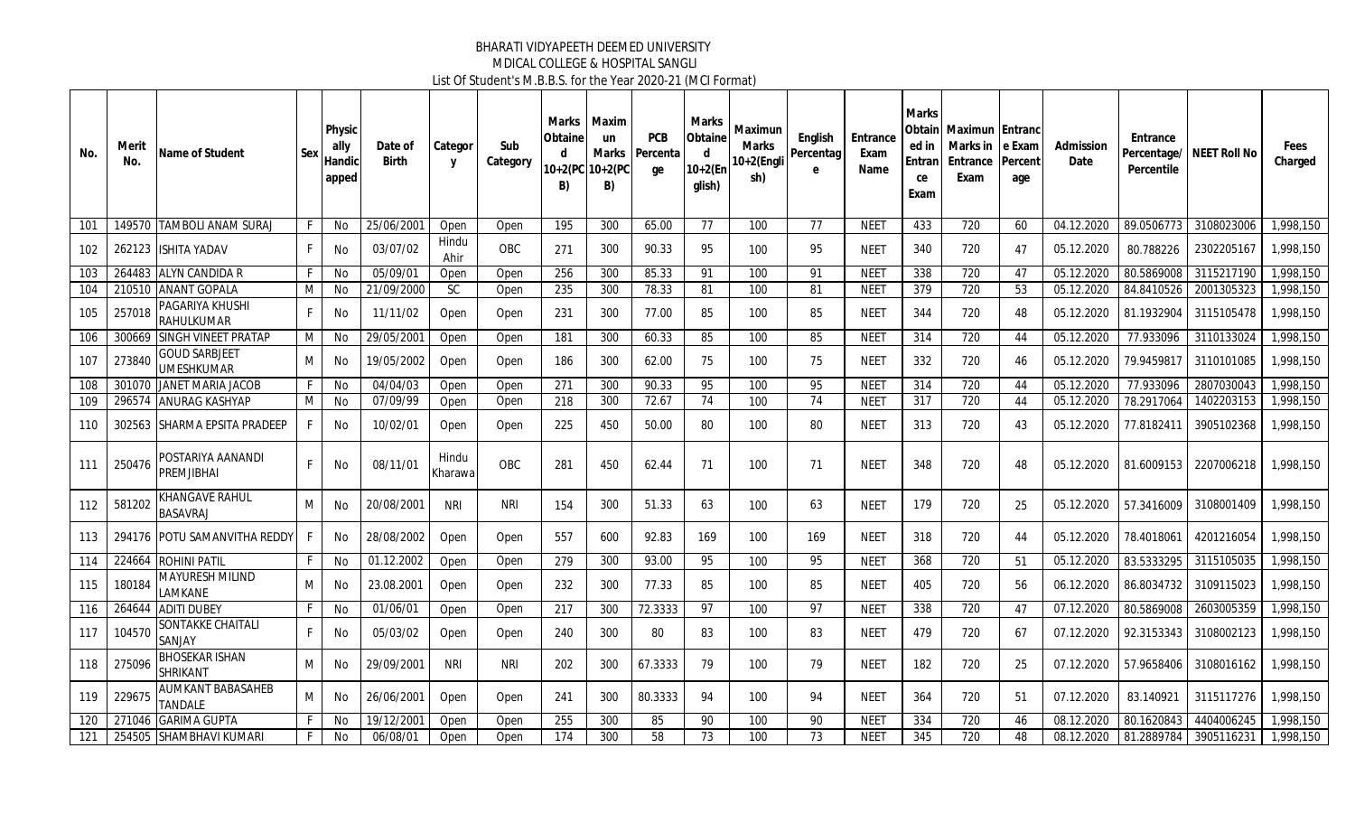BHARATI VIDYAPEETH DEEMED UNIVERSITY
MDICAL COLLEGE & HOSPITAL SANGLI
List Of Student's M.B.B.S. for the Year 2020-21 (MCI Format)

| No. | Merit No. | Name of Student | Sex | Physically Handicapped | Date of Birth | Category | Sub Category | Marks Obtained 10+2(PCB) | Maximun Marks 10+2(PCB) | PCB Percentage | Marks Obtained 10+2(English) | Maximun Marks 10+2(English) | English Percentage | Entrance Exam Name | Marks Obtained in Entrance Exam | Maximun Marks in Entrance Exam | Entrance Exam Percentage | Admission Date | Entrance Percentage/ Percentile | NEET Roll No | Fees Charged |
|---|---|---|---|---|---|---|---|---|---|---|---|---|---|---|---|---|---|---|---|---|---|
| 101 | 149570 | TAMBOLI ANAM SURAJ | F | No | 25/06/2001 | Open | Open | 195 | 300 | 65.00 | 77 | 100 | 77 | NEET | 433 | 720 | 60 | 04.12.2020 | 89.0506773 | 3108023006 | 1,998,150 |
| 102 | 262123 | ISHITA YADAV | F | No | 03/07/02 | Hindu Ahir | OBC | 271 | 300 | 90.33 | 95 | 100 | 95 | NEET | 340 | 720 | 47 | 05.12.2020 | 80.788226 | 2302205167 | 1,998,150 |
| 103 | 264483 | ALYN CANDIDA R | F | No | 05/09/01 | Open | Open | 256 | 300 | 85.33 | 91 | 100 | 91 | NEET | 338 | 720 | 47 | 05.12.2020 | 80.5869008 | 3115217190 | 1,998,150 |
| 104 | 210510 | ANANT GOPALA | M | No | 21/09/2000 | SC | Open | 235 | 300 | 78.33 | 81 | 100 | 81 | NEET | 379 | 720 | 53 | 05.12.2020 | 84.8410526 | 2001305323 | 1,998,150 |
| 105 | 257018 | PAGARIYA KHUSHI RAHULKUMAR | F | No | 11/11/02 | Open | Open | 231 | 300 | 77.00 | 85 | 100 | 85 | NEET | 344 | 720 | 48 | 05.12.2020 | 81.1932904 | 3115105478 | 1,998,150 |
| 106 | 300669 | SINGH VINEET PRATAP | M | No | 29/05/2001 | Open | Open | 181 | 300 | 60.33 | 85 | 100 | 85 | NEET | 314 | 720 | 44 | 05.12.2020 | 77.933096 | 3110133024 | 1,998,150 |
| 107 | 273840 | GOUD SARBJEET UMESHKUMAR | M | No | 19/05/2002 | Open | Open | 186 | 300 | 62.00 | 75 | 100 | 75 | NEET | 332 | 720 | 46 | 05.12.2020 | 79.9459817 | 3110101085 | 1,998,150 |
| 108 | 301070 | JANET MARIA JACOB | F | No | 04/04/03 | Open | Open | 271 | 300 | 90.33 | 95 | 100 | 95 | NEET | 314 | 720 | 44 | 05.12.2020 | 77.933096 | 2807030043 | 1,998,150 |
| 109 | 296574 | ANURAG KASHYAP | M | No | 07/09/99 | Open | Open | 218 | 300 | 72.67 | 74 | 100 | 74 | NEET | 317 | 720 | 44 | 05.12.2020 | 78.2917064 | 1402203153 | 1,998,150 |
| 110 | 302563 | SHARMA EPSITA PRADEEP | F | No | 10/02/01 | Open | Open | 225 | 450 | 50.00 | 80 | 100 | 80 | NEET | 313 | 720 | 43 | 05.12.2020 | 77.8182411 | 3905102368 | 1,998,150 |
| 111 | 250476 | POSTARIYA AANANDI PREMJIBHAI | F | No | 08/11/01 | Hindu Kharawa | OBC | 281 | 450 | 62.44 | 71 | 100 | 71 | NEET | 348 | 720 | 48 | 05.12.2020 | 81.6009153 | 2207006218 | 1,998,150 |
| 112 | 581202 | KHANGAVE RAHUL BASAVRAJ | M | No | 20/08/2001 | NRI | NRI | 154 | 300 | 51.33 | 63 | 100 | 63 | NEET | 179 | 720 | 25 | 05.12.2020 | 57.3416009 | 3108001409 | 1,998,150 |
| 113 | 294176 | POTU SAMANVITHA REDDY | F | No | 28/08/2002 | Open | Open | 557 | 600 | 92.83 | 169 | 100 | 169 | NEET | 318 | 720 | 44 | 05.12.2020 | 78.4018061 | 4201216054 | 1,998,150 |
| 114 | 224664 | ROHINI PATIL | F | No | 01.12.2002 | Open | Open | 279 | 300 | 93.00 | 95 | 100 | 95 | NEET | 368 | 720 | 51 | 05.12.2020 | 83.5333295 | 3115105035 | 1,998,150 |
| 115 | 180184 | MAYURESH MILIND LAMKANE | M | No | 23.08.2001 | Open | Open | 232 | 300 | 77.33 | 85 | 100 | 85 | NEET | 405 | 720 | 56 | 06.12.2020 | 86.8034732 | 3109115023 | 1,998,150 |
| 116 | 264644 | ADITI DUBEY | F | No | 01/06/01 | Open | Open | 217 | 300 | 72.3333 | 97 | 100 | 97 | NEET | 338 | 720 | 47 | 07.12.2020 | 80.5869008 | 2603005359 | 1,998,150 |
| 117 | 104570 | SONTAKKE CHAITALI SANJAY | F | No | 05/03/02 | Open | Open | 240 | 300 | 80 | 83 | 100 | 83 | NEET | 479 | 720 | 67 | 07.12.2020 | 92.3153343 | 3108002123 | 1,998,150 |
| 118 | 275096 | BHOSEKAR ISHAN SHRIKANT | M | No | 29/09/2001 | NRI | NRI | 202 | 300 | 67.3333 | 79 | 100 | 79 | NEET | 182 | 720 | 25 | 07.12.2020 | 57.9658406 | 3108016162 | 1,998,150 |
| 119 | 229675 | AUMKANT BABASAHEB TANDALE | M | No | 26/06/2001 | Open | Open | 241 | 300 | 80.3333 | 94 | 100 | 94 | NEET | 364 | 720 | 51 | 07.12.2020 | 83.140921 | 3115117276 | 1,998,150 |
| 120 | 271046 | GARIMA GUPTA | F | No | 19/12/2001 | Open | Open | 255 | 300 | 85 | 90 | 100 | 90 | NEET | 334 | 720 | 46 | 08.12.2020 | 80.1620843 | 4404006245 | 1,998,150 |
| 121 | 254505 | SHAMBHAVI KUMARI | F | No | 06/08/01 | Open | Open | 174 | 300 | 58 | 73 | 100 | 73 | NEET | 345 | 720 | 48 | 08.12.2020 | 81.2889784 | 3905116231 | 1,998,150 |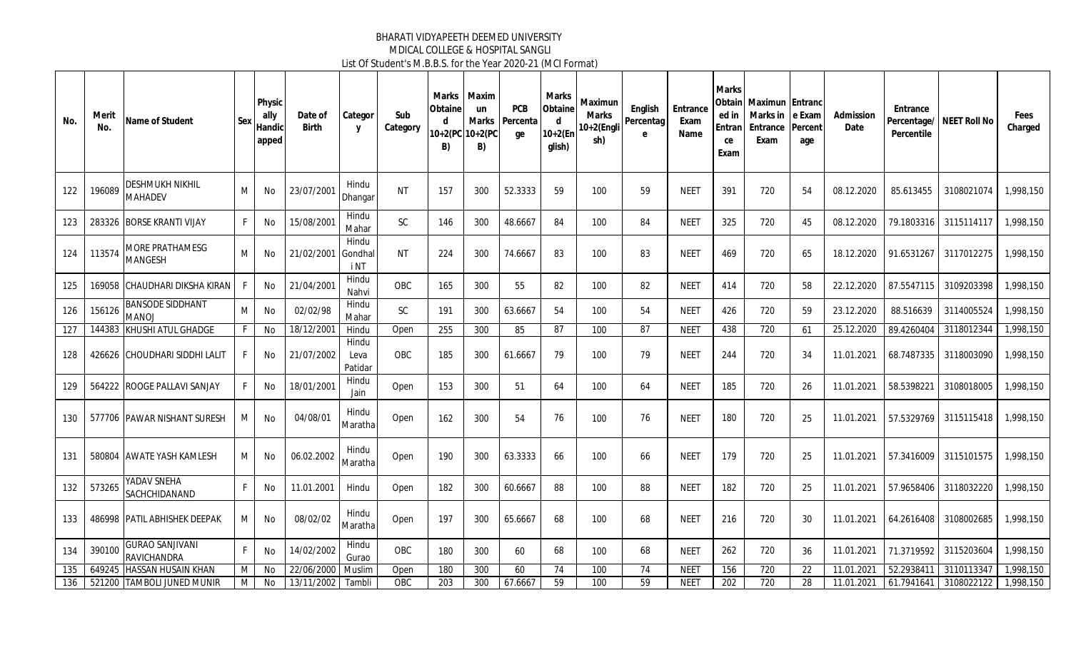BHARATI VIDYAPEETH DEEMED UNIVERSITY
MDICAL COLLEGE & HOSPITAL SANGLI
List Of Student's M.B.B.S. for the Year 2020-21 (MCI Format)

| No. | Merit No. | Name of Student | Sex | Physically Handicapped | Date of Birth | Category | Sub Category | Marks Obtained 10+2(PCB) | Maximun Marks 10+2(PCB) | PCB Percentage | Marks Obtained 10+2(English) | Maximun Marks 10+2(English) | English Percentage | Entrance Exam Name | Marks Obtained in Entrance Exam | Maximun Marks in Entrance Exam | Entrance Exam Percentage | Admission Date | Entrance Percentage/ Percentile | NEET Roll No | Fees Charged |
|---|---|---|---|---|---|---|---|---|---|---|---|---|---|---|---|---|---|---|---|---|---|
| 122 | 196089 | DESHMUKH NIKHIL MAHADEV | M | No | 23/07/2001 | Hindu Dhangar | NT | 157 | 300 | 52.3333 | 59 | 100 | 59 | NEET | 391 | 720 | 54 | 08.12.2020 | 85.613455 | 3108021074 | 1,998,150 |
| 123 | 283326 | BORSE KRANTI VIJAY | F | No | 15/08/2001 | Hindu Mahar | SC | 146 | 300 | 48.6667 | 84 | 100 | 84 | NEET | 325 | 720 | 45 | 08.12.2020 | 79.1803316 | 3115114117 | 1,998,150 |
| 124 | 113574 | MORE PRATHAMESG MANGESH | M | No | 21/02/2001 | Hindu Gondhal i NT | NT | 224 | 300 | 74.6667 | 83 | 100 | 83 | NEET | 469 | 720 | 65 | 18.12.2020 | 91.6531267 | 3117012275 | 1,998,150 |
| 125 | 169058 | CHAUDHARI DIKSHA KIRAN | F | No | 21/04/2001 | Hindu Nahvi | OBC | 165 | 300 | 55 | 82 | 100 | 82 | NEET | 414 | 720 | 58 | 22.12.2020 | 87.5547115 | 3109203398 | 1,998,150 |
| 126 | 156126 | BANSODE SIDDHANT MANOJ | M | No | 02/02/98 | Hindu Mahar | SC | 191 | 300 | 63.6667 | 54 | 100 | 54 | NEET | 426 | 720 | 59 | 23.12.2020 | 88.516639 | 3114005524 | 1,998,150 |
| 127 | 144383 | KHUSHI ATUL GHADGE | F | No | 18/12/2001 | Hindu | Open | 255 | 300 | 85 | 87 | 100 | 87 | NEET | 438 | 720 | 61 | 25.12.2020 | 89.4260404 | 3118012344 | 1,998,150 |
| 128 | 426626 | CHOUDHARI SIDDHI LALIT | F | No | 21/07/2002 | Hindu Leva Patidar | OBC | 185 | 300 | 61.6667 | 79 | 100 | 79 | NEET | 244 | 720 | 34 | 11.01.2021 | 68.7487335 | 3118003090 | 1,998,150 |
| 129 | 564222 | ROOGE PALLAVI SANJAY | F | No | 18/01/2001 | Hindu Jain | Open | 153 | 300 | 51 | 64 | 100 | 64 | NEET | 185 | 720 | 26 | 11.01.2021 | 58.5398221 | 3108018005 | 1,998,150 |
| 130 | 577706 | PAWAR NISHANT SURESH | M | No | 04/08/01 | Hindu Maratha | Open | 162 | 300 | 54 | 76 | 100 | 76 | NEET | 180 | 720 | 25 | 11.01.2021 | 57.5329769 | 3115115418 | 1,998,150 |
| 131 | 580804 | AWATE YASH KAMLESH | M | No | 06.02.2002 | Hindu Maratha | Open | 190 | 300 | 63.3333 | 66 | 100 | 66 | NEET | 179 | 720 | 25 | 11.01.2021 | 57.3416009 | 3115101575 | 1,998,150 |
| 132 | 573265 | YADAV SNEHA SACHCHIDANAND | F | No | 11.01.2001 | Hindu | Open | 182 | 300 | 60.6667 | 88 | 100 | 88 | NEET | 182 | 720 | 25 | 11.01.2021 | 57.9658406 | 3118032220 | 1,998,150 |
| 133 | 486998 | PATIL ABHISHEK DEEPAK | M | No | 08/02/02 | Hindu Maratha | Open | 197 | 300 | 65.6667 | 68 | 100 | 68 | NEET | 216 | 720 | 30 | 11.01.2021 | 64.2616408 | 3108002685 | 1,998,150 |
| 134 | 390100 | GURAO SANJIVANI RAVICHANDRA | F | No | 14/02/2002 | Hindu Gurao | OBC | 180 | 300 | 60 | 68 | 100 | 68 | NEET | 262 | 720 | 36 | 11.01.2021 | 71.3719592 | 3115203604 | 1,998,150 |
| 135 | 649245 | HASSAN HUSAIN KHAN | M | No | 22/06/2000 | Muslim | Open | 180 | 300 | 60 | 74 | 100 | 74 | NEET | 156 | 720 | 22 | 11.01.2021 | 52.2938411 | 3110113347 | 1,998,150 |
| 136 | 521200 | TAMBOLI JUNED MUNIR | M | No | 13/11/2002 | Tambli | OBC | 203 | 300 | 67.6667 | 59 | 100 | 59 | NEET | 202 | 720 | 28 | 11.01.2021 | 61.7941641 | 3108022122 | 1,998,150 |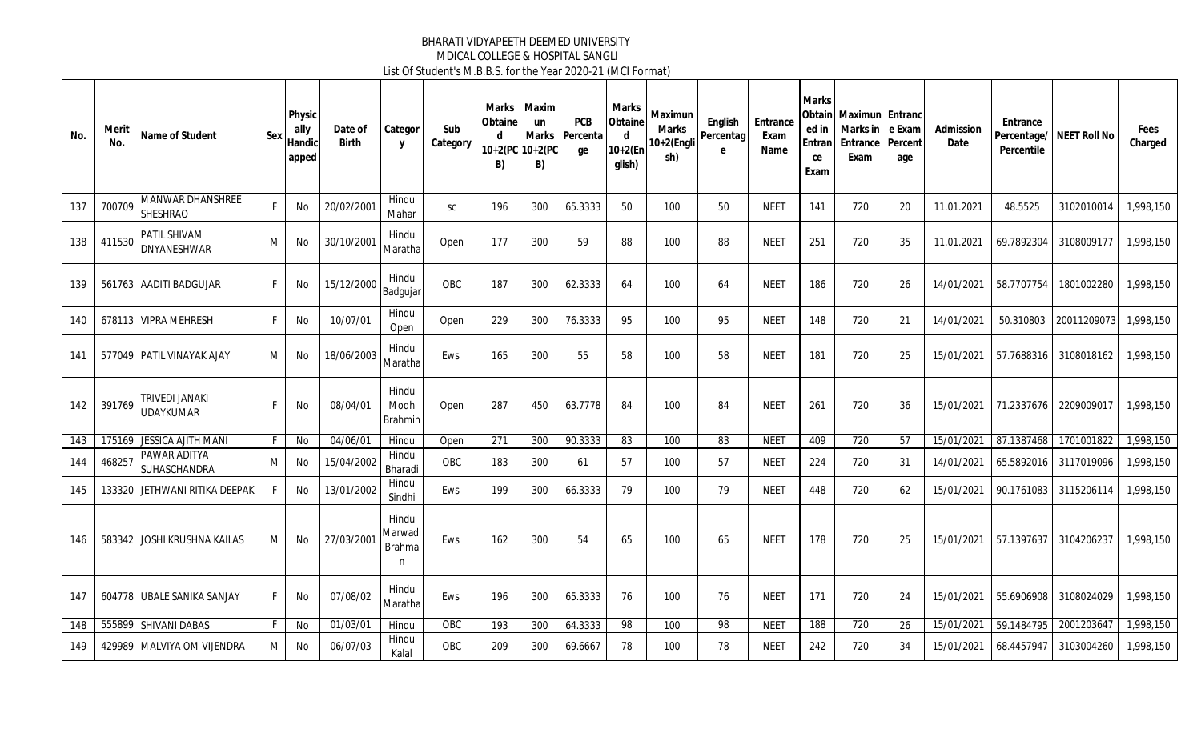BHARATI VIDYAPEETH DEEMED UNIVERSITY
MDICAL COLLEGE & HOSPITAL SANGLI
List Of Student's M.B.B.S. for the Year 2020-21 (MCI Format)

| No. | Merit No. | Name of Student | Sex | Physically Handicapped | Date of Birth | Category | Sub Category | Marks Obtained 10+2(PCB) | Maximun Marks 10+2(PCB) | PCB Percentage | Marks Obtained 10+2(English) | Maximun Marks 10+2(English) | English Percentage | Entrance Exam Name | Marks Obtained in Entrance Exam | Maximun Marks in Entrance Exam | Entrance Exam Percentage | Admission Date | Entrance Percentage/ Percentile | NEET Roll No | Fees Charged |
|---|---|---|---|---|---|---|---|---|---|---|---|---|---|---|---|---|---|---|---|---|---|
| 137 | 700709 | MANWAR DHANSHREE SHESHRAO | F | No | 20/02/2001 | Hindu Mahar | SC | 196 | 300 | 65.3333 | 50 | 100 | 50 | NEET | 141 | 720 | 20 | 11.01.2021 | 48.5525 | 3102010014 | 1,998,150 |
| 138 | 411530 | PATIL SHIVAM DNYANESHWAR | M | No | 30/10/2001 | Hindu Maratha | Open | 177 | 300 | 59 | 88 | 100 | 88 | NEET | 251 | 720 | 35 | 11.01.2021 | 69.7892304 | 3108009177 | 1,998,150 |
| 139 | 561763 | AADITI BADGUJAR | F | No | 15/12/2000 | Hindu Badgujar | OBC | 187 | 300 | 62.3333 | 64 | 100 | 64 | NEET | 186 | 720 | 26 | 14/01/2021 | 58.7707754 | 1801002280 | 1,998,150 |
| 140 | 678113 | VIPRA MEHRESH | F | No | 10/07/01 | Hindu Open | Open | 229 | 300 | 76.3333 | 95 | 100 | 95 | NEET | 148 | 720 | 21 | 14/01/2021 | 50.310803 | 20011209073 | 1,998,150 |
| 141 | 577049 | PATIL VINAYAK AJAY | M | No | 18/06/2003 | Hindu Maratha | Ews | 165 | 300 | 55 | 58 | 100 | 58 | NEET | 181 | 720 | 25 | 15/01/2021 | 57.7688316 | 3108018162 | 1,998,150 |
| 142 | 391769 | TRIVEDI JANAKI UDAYKUMAR | F | No | 08/04/01 | Hindu Modh Brahmin | Open | 287 | 450 | 63.7778 | 84 | 100 | 84 | NEET | 261 | 720 | 36 | 15/01/2021 | 71.2337676 | 2209009017 | 1,998,150 |
| 143 | 175169 | JESSICA AJITH MANI | F | No | 04/06/01 | Hindu | Open | 271 | 300 | 90.3333 | 83 | 100 | 83 | NEET | 409 | 720 | 57 | 15/01/2021 | 87.1387468 | 1701001822 | 1,998,150 |
| 144 | 468257 | PAWAR ADITYA SUHASCHANDRA | M | No | 15/04/2002 | Hindu Bharadi | OBC | 183 | 300 | 61 | 57 | 100 | 57 | NEET | 224 | 720 | 31 | 14/01/2021 | 65.5892016 | 3117019096 | 1,998,150 |
| 145 | 133320 | JETHWANI RITIKA DEEPAK | F | No | 13/01/2002 | Hindu Sindhi | Ews | 199 | 300 | 66.3333 | 79 | 100 | 79 | NEET | 448 | 720 | 62 | 15/01/2021 | 90.1761083 | 3115206114 | 1,998,150 |
| 146 | 583342 | JOSHI KRUSHNA KAILAS | M | No | 27/03/2001 | Hindu Marwadi Brahman | Ews | 162 | 300 | 54 | 65 | 100 | 65 | NEET | 178 | 720 | 25 | 15/01/2021 | 57.1397637 | 3104206237 | 1,998,150 |
| 147 | 604778 | UBALE SANIKA SANJAY | F | No | 07/08/02 | Hindu Maratha | Ews | 196 | 300 | 65.3333 | 76 | 100 | 76 | NEET | 171 | 720 | 24 | 15/01/2021 | 55.6906908 | 3108024029 | 1,998,150 |
| 148 | 555899 | SHIVANI DABAS | F | No | 01/03/01 | Hindu | OBC | 193 | 300 | 64.3333 | 98 | 100 | 98 | NEET | 188 | 720 | 26 | 15/01/2021 | 59.1484795 | 2001203647 | 1,998,150 |
| 149 | 429989 | MALVIYA OM VIJENDRA | M | No | 06/07/03 | Hindu Kalal | OBC | 209 | 300 | 69.6667 | 78 | 100 | 78 | NEET | 242 | 720 | 34 | 15/01/2021 | 68.4457947 | 3103004260 | 1,998,150 |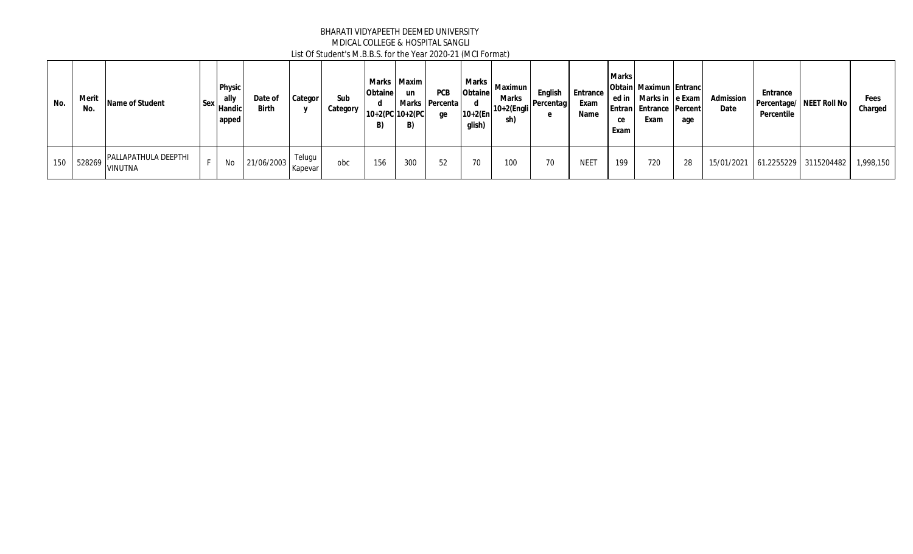BHARATI VIDYAPEETH DEEMED UNIVERSITY
MDICAL COLLEGE & HOSPITAL SANGLI
List Of Student's M.B.B.S. for the Year 2020-21 (MCI Format)

| No. | Merit No. | Name of Student | Sex | Physically Handicapped | Date of Birth | Category | Sub Category | Marks Obtained 10+2(PCB) | Maximun Marks 10+2(PCB) | PCB Percentage | Marks Obtained 10+2(English) | Maximun Marks 10+2(English) | English Percentage | Entrance Exam Name | Marks Obtained in Entrance Exam | Maximun Marks in Entrance Exam | Entrance Exam Percentage | Admission Date | Entrance Percentage/ Percentile | NEET Roll No | Fees Charged |
|---|---|---|---|---|---|---|---|---|---|---|---|---|---|---|---|---|---|---|---|---|---|
| 150 | 528269 | PALLAPATHULA DEEPTHI VINUTNA | F | No | 21/06/2003 | Telugu Kapevar | obc | 156 | 300 | 52 | 70 | 100 | 70 | NEET | 199 | 720 | 28 | 15/01/2021 | 61.2255229 | 3115204482 | 1,998,150 |